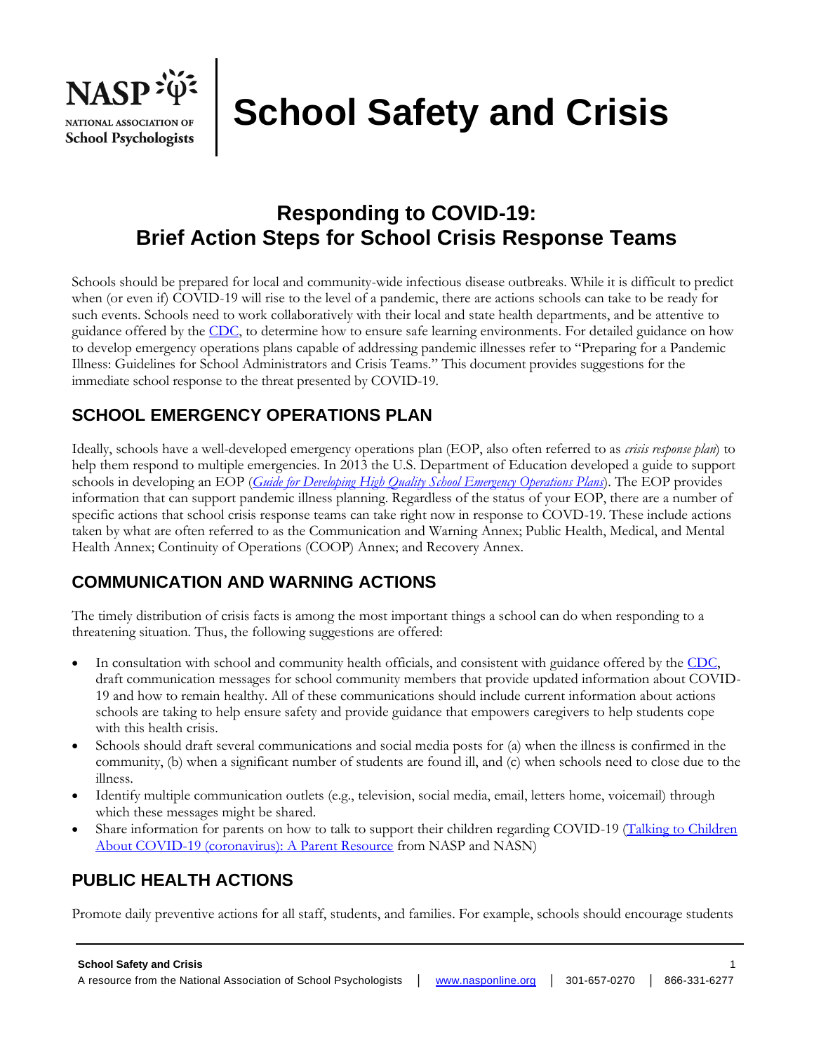NASP NATIONAL ASSOCIATION OF School Psychologists

# School Safety and Crisis

## Responding to COVID-19: Brief Action Steps for School Crisis Response Teams

Schools should be prepared for local and community-wide infectious disease outbreaks. While it is difficult to predict when (or even if) COVID-19 will rise to the level of a pandemic, there are actions schools can take to be ready for such events. Schools need to work collaboratively with their local and state health departments, and be attentive to guidance offered by the CDC, to determine how to ensure safe learning environments. For detailed guidance on how to develop emergency operations plans capable of addressing pandemic illnesses refer to "Preparing for a Pandemic Illness: Guidelines for School Administrators and Crisis Teams." This document provides suggestions for the immediate school response to the threat presented by COVID-19.

### SCHOOL EMERGENCY OPERATIONS PLAN

Ideally, schools have a well-developed emergency operations plan (EOP, also often referred to as *crisis response plan*) to help them respond to multiple emergencies. In 2013 the U.S. Department of Education developed a guide to support schools in developing an EOP (*Guide for Developing High Quality School Emergency Operations Plans*). The EOP provides information that can support pandemic illness planning. Regardless of the status of your EOP, there are a number of specific actions that school crisis response teams can take right now in response to COVD-19. These include actions taken by what are often referred to as the Communication and Warning Annex; Public Health, Medical, and Mental Health Annex; Continuity of Operations (COOP) Annex; and Recovery Annex.

### COMMUNICATION AND WARNING ACTIONS

The timely distribution of crisis facts is among the most important things a school can do when responding to a threatening situation. Thus, the following suggestions are offered:

- In consultation with school and community health officials, and consistent with guidance offered by the CDC, draft communication messages for school community members that provide updated information about COVID-19 and how to remain healthy. All of these communications should include current information about actions schools are taking to help ensure safety and provide guidance that empowers caregivers to help students cope with this health crisis.
- Schools should draft several communications and social media posts for (a) when the illness is confirmed in the community, (b) when a significant number of students are found ill, and (c) when schools need to close due to the illness.
- Identify multiple communication outlets (e.g., television, social media, email, letters home, voicemail) through which these messages might be shared.
- Share information for parents on how to talk to support their children regarding COVID-19 (Talking to Children About COVID-19 (coronavirus): A Parent Resource from NASP and NASN)

### PUBLIC HEALTH ACTIONS

Promote daily preventive actions for all staff, students, and families. For example, schools should encourage students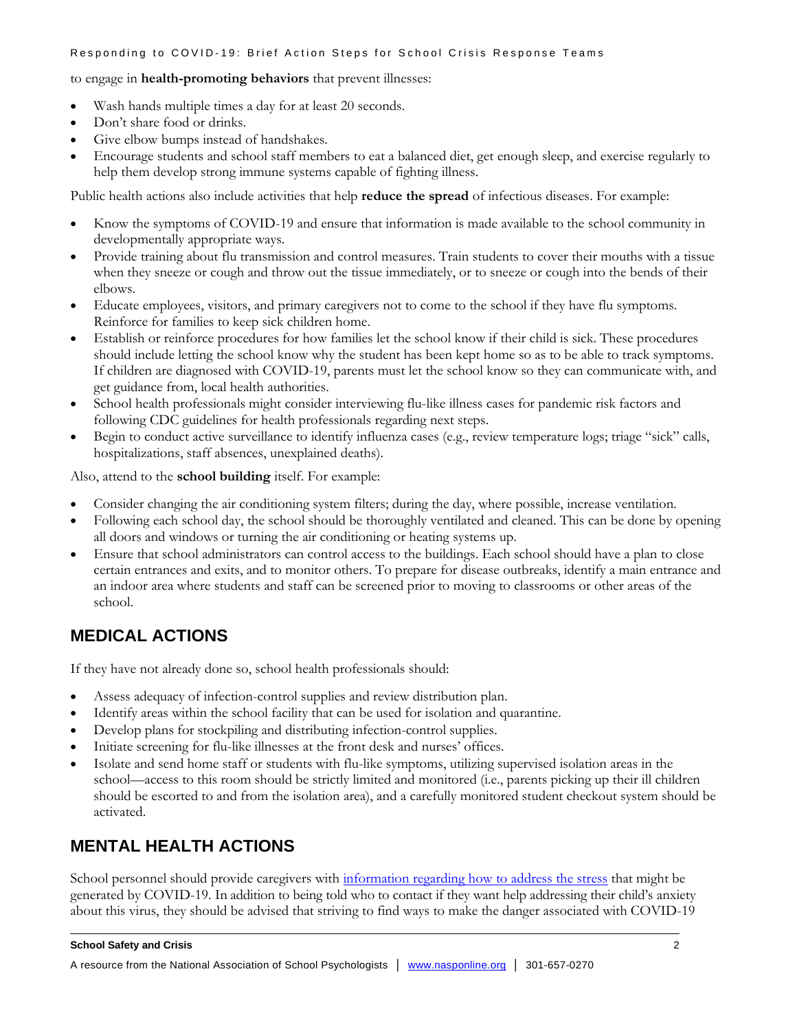to engage in **health-promoting behaviors** that prevent illnesses:

- Wash hands multiple times a day for at least 20 seconds.
- Don't share food or drinks.
- Give elbow bumps instead of handshakes.
- Encourage students and school staff members to eat a balanced diet, get enough sleep, and exercise regularly to help them develop strong immune systems capable of fighting illness.

Public health actions also include activities that help **reduce the spread** of infectious diseases. For example:

- Know the symptoms of COVID-19 and ensure that information is made available to the school community in developmentally appropriate ways.
- Provide training about flu transmission and control measures. Train students to cover their mouths with a tissue when they sneeze or cough and throw out the tissue immediately, or to sneeze or cough into the bends of their elbows.
- Educate employees, visitors, and primary caregivers not to come to the school if they have flu symptoms. Reinforce for families to keep sick children home.
- Establish or reinforce procedures for how families let the school know if their child is sick. These procedures should include letting the school know why the student has been kept home so as to be able to track symptoms. If children are diagnosed with COVID-19, parents must let the school know so they can communicate with, and get guidance from, local health authorities.
- School health professionals might consider interviewing flu-like illness cases for pandemic risk factors and following CDC guidelines for health professionals regarding next steps.
- Begin to conduct active surveillance to identify influenza cases (e.g., review temperature logs; triage "sick" calls, hospitalizations, staff absences, unexplained deaths).

Also, attend to the **school building** itself. For example:

- Consider changing the air conditioning system filters; during the day, where possible, increase ventilation.
- Following each school day, the school should be thoroughly ventilated and cleaned. This can be done by opening all doors and windows or turning the air conditioning or heating systems up.
- Ensure that school administrators can control access to the buildings. Each school should have a plan to close certain entrances and exits, and to monitor others. To prepare for disease outbreaks, identify a main entrance and an indoor area where students and staff can be screened prior to moving to classrooms or other areas of the school.

## MEDICAL ACTIONS

If they have not already done so, school health professionals should:

- Assess adequacy of infection-control supplies and review distribution plan.
- Identify areas within the school facility that can be used for isolation and quarantine.
- Develop plans for stockpiling and distributing infection-control supplies.
- Initiate screening for flu-like illnesses at the front desk and nurses' offices.
- Isolate and send home staff or students with flu-like symptoms, utilizing supervised isolation areas in the school—access to this room should be strictly limited and monitored (i.e., parents picking up their ill children should be escorted to and from the isolation area), and a carefully monitored student checkout system should be activated.

## MENTAL HEALTH ACTIONS

School personnel should provide caregivers with information regarding how to address the stress that might be generated by COVID-19. In addition to being told who to contact if they want help addressing their child's anxiety about this virus, they should be advised that striving to find ways to make the danger associated with COVID-19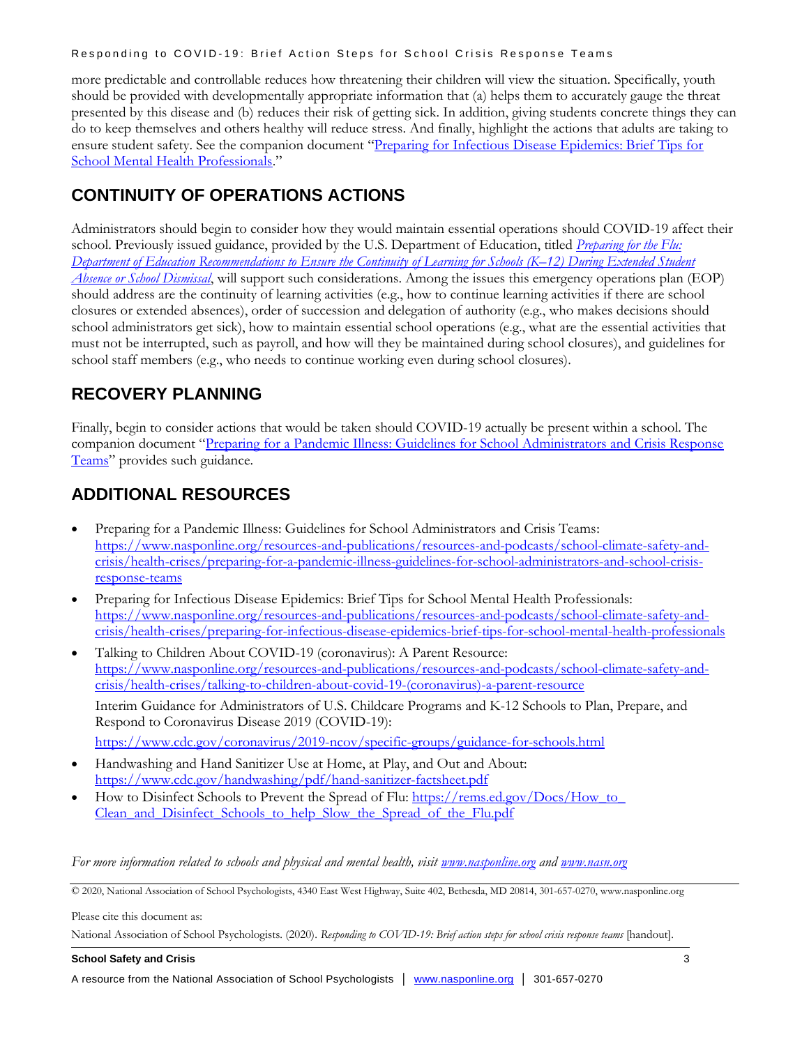more predictable and controllable reduces how threatening their children will view the situation. Specifically, youth should be provided with developmentally appropriate information that (a) helps them to accurately gauge the threat presented by this disease and (b) reduces their risk of getting sick. In addition, giving students concrete things they can do to keep themselves and others healthy will reduce stress. And finally, highlight the actions that adults are taking to ensure student safety. See the companion document "Preparing for Infectious Disease Epidemics: Brief Tips for School Mental Health Professionals."

## CONTINUITY OF OPERATIONS ACTIONS

Administrators should begin to consider how they would maintain essential operations should COVID-19 affect their school. Previously issued guidance, provided by the U.S. Department of Education, titled *Preparing for the Flu: Department of Education Recommendations to Ensure the Continuity of Learning for Schools (K–12) During Extended Student Absence or School Dismissal*, will support such considerations. Among the issues this emergency operations plan (EOP) should address are the continuity of learning activities (e.g., how to continue learning activities if there are school closures or extended absences), order of succession and delegation of authority (e.g., who makes decisions should school administrators get sick), how to maintain essential school operations (e.g., what are the essential activities that must not be interrupted, such as payroll, and how will they be maintained during school closures), and guidelines for school staff members (e.g., who needs to continue working even during school closures).

## RECOVERY PLANNING

Finally, begin to consider actions that would be taken should COVID-19 actually be present within a school. The companion document "Preparing for a Pandemic Illness: Guidelines for School Administrators and Crisis Response Teams" provides such guidance.

## ADDITIONAL RESOURCES

- Preparing for a Pandemic Illness: Guidelines for School Administrators and Crisis Teams: https://www.nasponline.org/resources-and-publications/resources-and-podcasts/school-climate-safety-and-crisis/health-crises/preparing-for-a-pandemic-illness-guidelines-for-school-administrators-and-school-crisis-response-teams
- Preparing for Infectious Disease Epidemics: Brief Tips for School Mental Health Professionals: https://www.nasponline.org/resources-and-publications/resources-and-podcasts/school-climate-safety-and-crisis/health-crises/preparing-for-infectious-disease-epidemics-brief-tips-for-school-mental-health-professionals
- Talking to Children About COVID-19 (coronavirus): A Parent Resource: https://www.nasponline.org/resources-and-publications/resources-and-podcasts/school-climate-safety-and-crisis/health-crises/talking-to-children-about-covid-19-(coronavirus)-a-parent-resource

  Interim Guidance for Administrators of U.S. Childcare Programs and K-12 Schools to Plan, Prepare, and Respond to Coronavirus Disease 2019 (COVID-19):

  https://www.cdc.gov/coronavirus/2019-ncov/specific-groups/guidance-for-schools.html
- Handwashing and Hand Sanitizer Use at Home, at Play, and Out and About: https://www.cdc.gov/handwashing/pdf/hand-sanitizer-factsheet.pdf
- How to Disinfect Schools to Prevent the Spread of Flu: https://rems.ed.gov/Docs/How_to_Clean_and_Disinfect_Schools_to_help_Slow_the_Spread_of_the_Flu.pdf

*For more information related to schools and physical and mental health, visit www.nasponline.org and www.nasn.org*

© 2020, National Association of School Psychologists, 4340 East West Highway, Suite 402, Bethesda, MD 20814, 301-657-0270, www.nasponline.org

Please cite this document as:

National Association of School Psychologists. (2020). *Responding to COVID-19: Brief action steps for school crisis response teams* [handout].